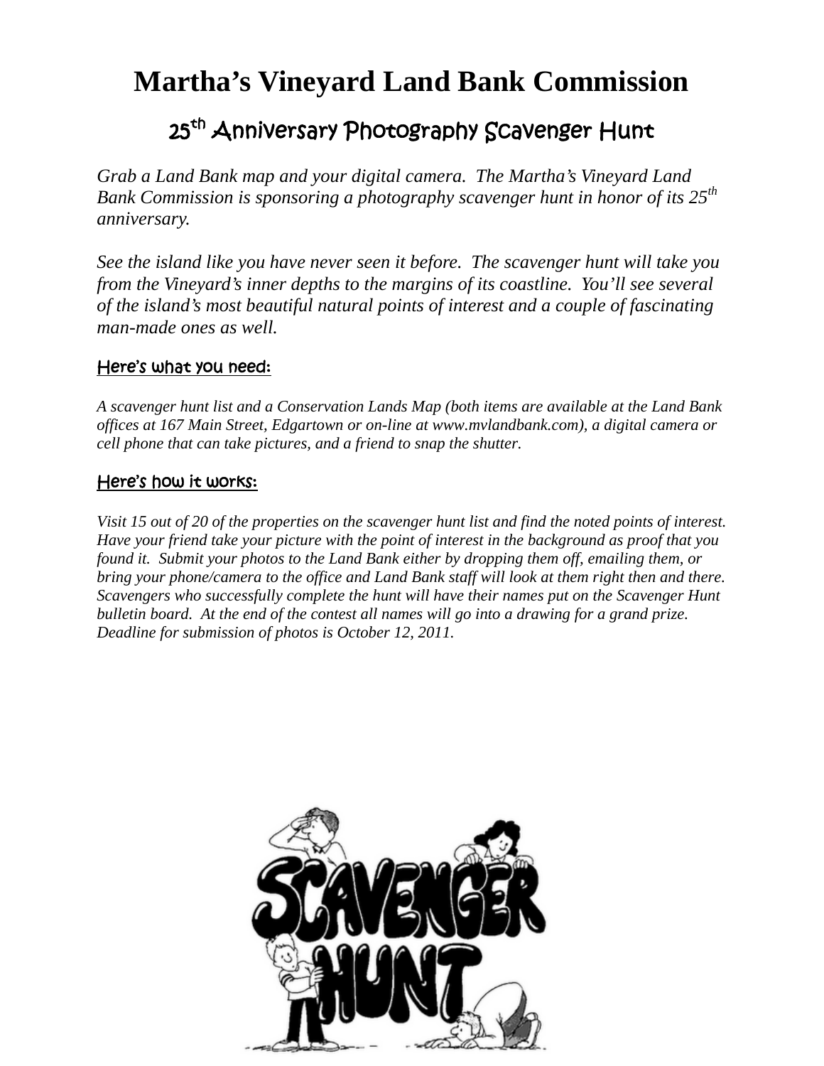# Martha's Vineyard Land Bank Commission

## 25th Anniversary Photography Scavenger Hunt

*Grab a Land Bank map and your digital camera. The Martha's Vineyard Land Bank Commission is sponsoring a photography scavenger hunt in honor of its 25th anniversary.*

*See the island like you have never seen it before. The scavenger hunt will take you from the Vineyard's inner depths to the margins of its coastline. You'll see several of the island's most beautiful natural points of interest and a couple of fascinating man-made ones as well.*

### Here's what you need:

*A scavenger hunt list and a Conservation Lands Map (both items are available at the Land Bank offices at 167 Main Street, Edgartown or on-line at www.mvlandbank.com), a digital camera or cell phone that can take pictures, and a friend to snap the shutter.*

### Here's how it works:

*Visit 15 out of 20 of the properties on the scavenger hunt list and find the noted points of interest. Have your friend take your picture with the point of interest in the background as proof that you found it. Submit your photos to the Land Bank either by dropping them off, emailing them, or bring your phone/camera to the office and Land Bank staff will look at them right then and there. Scavengers who successfully complete the hunt will have their names put on the Scavenger Hunt bulletin board. At the end of the contest all names will go into a drawing for a grand prize. Deadline for submission of photos is October 12, 2011.*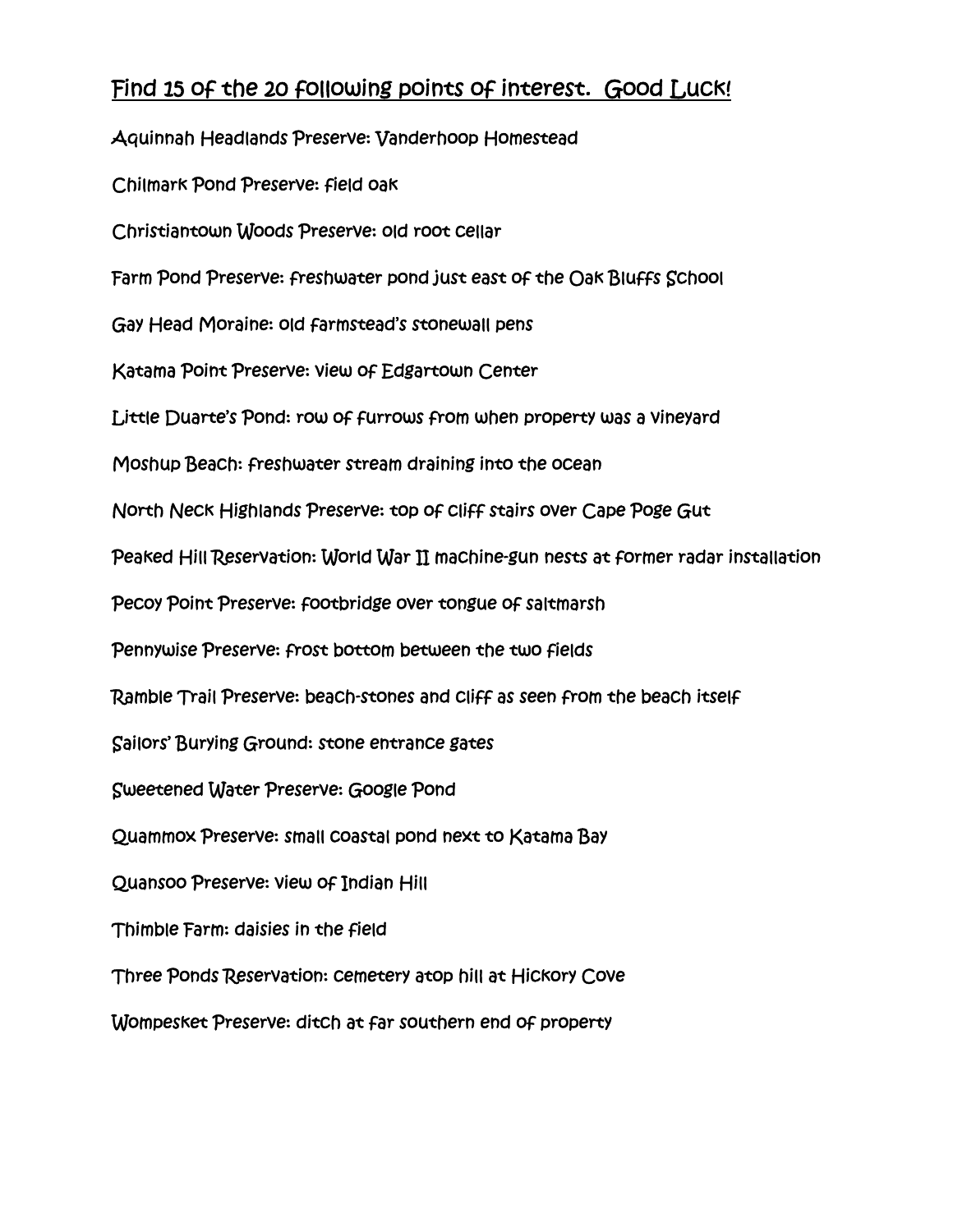## Find 15 of the 20 following points of interest. Good Luck!

Aquinnah Headlands Preserve: Vanderhoop Homestead

Chilmark Pond Preserve: field oak

Christiantown Woods Preserve: old root cellar

Farm Pond Preserve: freshwater pond just east of the Oak Bluffs School

Gay Head Moraine: old farmstead's stonewall pens

Katama Point Preserve: view of Edgartown Center

Little Duarte's Pond: row of furrows from when property was a vineyard

Moshup Beach: freshwater stream draining into the ocean

North Neck Highlands Preserve: top of cliff stairs over Cape Poge Gut

Peaked Hill Reservation: World War II machine-gun nests at former radar installation

Pecoy Point Preserve: footbridge over tongue of saltmarsh

Pennywise Preserve: frost bottom between the two fields

Ramble Trail Preserve: beach-stones and cliff as seen from the beach itself

Sailors' Burying Ground: stone entrance gates

Sweetened Water Preserve: Google Pond

Quammox Preserve: small coastal pond next to Katama Bay

Quansoo Preserve: view of Indian Hill

Thimble Farm: daisies in the field

Three Ponds Reservation: cemetery atop hill at Hickory Cove

Wompesket Preserve: ditch at far southern end of property